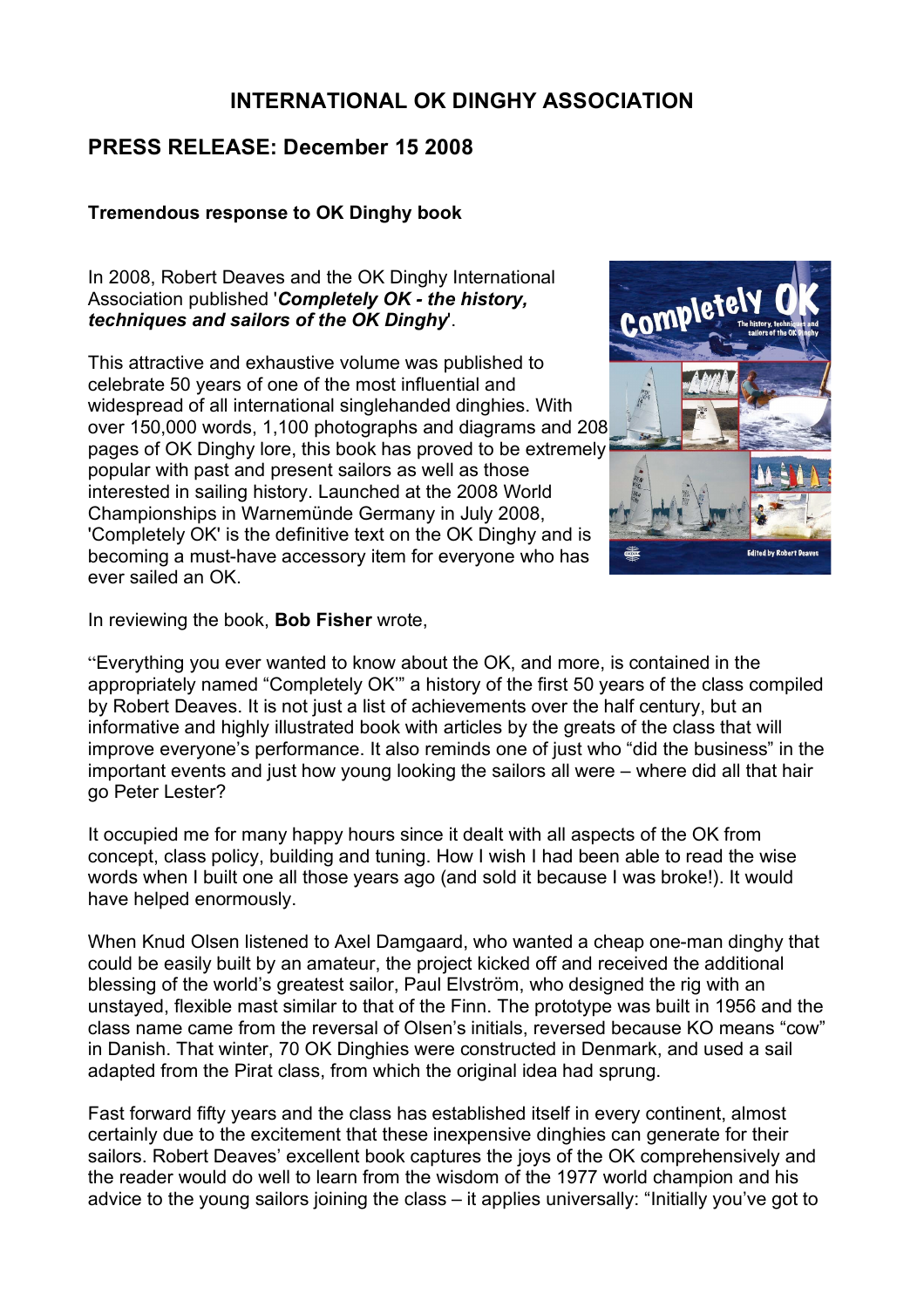# INTERNATIONAL OK DINGHY ASSOCIATION

## PRESS RELEASE: December 15 2008

**Tremendous response to OK Dinghy book**

In 2008, Robert Deaves and the OK Dinghy International Association published '***Completely OK - the history, techniques and sailors of the OK Dinghy***'.

This attractive and exhaustive volume was published to celebrate 50 years of one of the most influential and widespread of all international singlehanded dinghies. With over 150,000 words, 1,100 photographs and diagrams and 208 pages of OK Dinghy lore, this book has proved to be extremely popular with past and present sailors as well as those interested in sailing history. Launched at the 2008 World Championships in Warnemünde Germany in July 2008, 'Completely OK' is the definitive text on the OK Dinghy and is becoming a must-have accessory item for everyone who has ever sailed an OK.

In reviewing the book, **Bob Fisher** wrote,

"Everything you ever wanted to know about the OK, and more, is contained in the appropriately named "Completely OK'" a history of the first 50 years of the class compiled by Robert Deaves. It is not just a list of achievements over the half century, but an informative and highly illustrated book with articles by the greats of the class that will improve everyone's performance. It also reminds one of just who "did the business" in the important events and just how young looking the sailors all were – where did all that hair go Peter Lester?

It occupied me for many happy hours since it dealt with all aspects of the OK from concept, class policy, building and tuning. How I wish I had been able to read the wise words when I built one all those years ago (and sold it because I was broke!). It would have helped enormously.

When Knud Olsen listened to Axel Damgaard, who wanted a cheap one-man dinghy that could be easily built by an amateur, the project kicked off and received the additional blessing of the world's greatest sailor, Paul Elvström, who designed the rig with an unstayed, flexible mast similar to that of the Finn. The prototype was built in 1956 and the class name came from the reversal of Olsen's initials, reversed because KO means "cow" in Danish. That winter, 70 OK Dinghies were constructed in Denmark, and used a sail adapted from the Pirat class, from which the original idea had sprung.

Fast forward fifty years and the class has established itself in every continent, almost certainly due to the excitement that these inexpensive dinghies can generate for their sailors. Robert Deaves' excellent book captures the joys of the OK comprehensively and the reader would do well to learn from the wisdom of the 1977 world champion and his advice to the young sailors joining the class – it applies universally: "Initially you've got to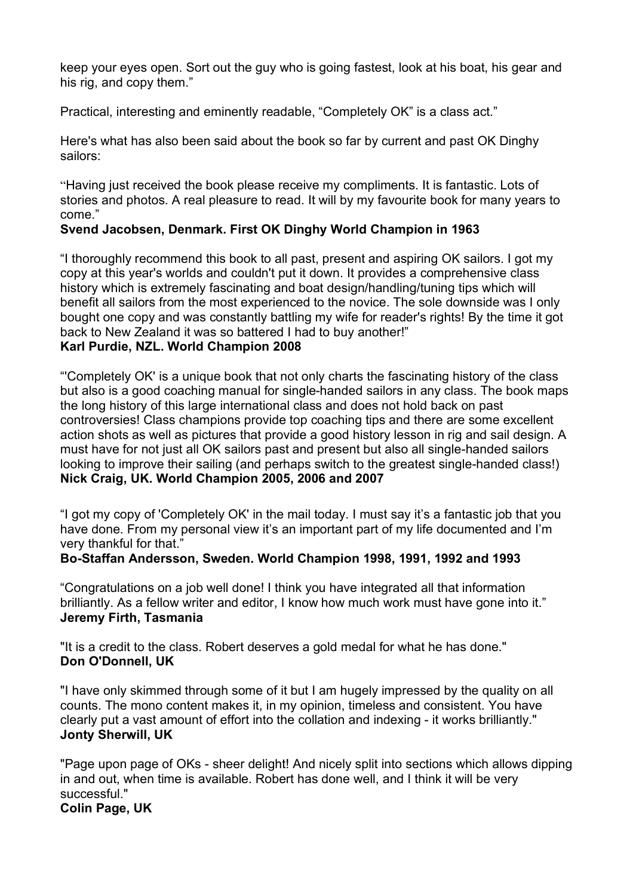keep your eyes open. Sort out the guy who is going fastest, look at his boat, his gear and his rig, and copy them."

Practical, interesting and eminently readable, "Completely OK" is a class act."

Here's what has also been said about the book so far by current and past OK Dinghy sailors:

"Having just received the book please receive my compliments. It is fantastic. Lots of stories and photos. A real pleasure to read. It will by my favourite book for many years to come."
**Svend Jacobsen, Denmark. First OK Dinghy World Champion in 1963**

"I thoroughly recommend this book to all past, present and aspiring OK sailors. I got my copy at this year's worlds and couldn't put it down. It provides a comprehensive class history which is extremely fascinating and boat design/handling/tuning tips which will benefit all sailors from the most experienced to the novice. The sole downside was I only bought one copy and was constantly battling my wife for reader's rights! By the time it got back to New Zealand it was so battered I had to buy another!"
**Karl Purdie, NZL. World Champion 2008**

"'Completely OK' is a unique book that not only charts the fascinating history of the class but also is a good coaching manual for single-handed sailors in any class. The book maps the long history of this large international class and does not hold back on past controversies! Class champions provide top coaching tips and there are some excellent action shots as well as pictures that provide a good history lesson in rig and sail design. A must have for not just all OK sailors past and present but also all single-handed sailors looking to improve their sailing (and perhaps switch to the greatest single-handed class!)
**Nick Craig, UK. World Champion 2005, 2006 and 2007**

"I got my copy of 'Completely OK' in the mail today. I must say it's a fantastic job that you have done. From my personal view it's an important part of my life documented and I'm very thankful for that."
**Bo-Staffan Andersson, Sweden. World Champion 1998, 1991, 1992 and 1993**

"Congratulations on a job well done! I think you have integrated all that information brilliantly. As a fellow writer and editor, I know how much work must have gone into it."
**Jeremy Firth, Tasmania**

"It is a credit to the class. Robert deserves a gold medal for what he has done."
**Don O'Donnell, UK**

"I have only skimmed through some of it but I am hugely impressed by the quality on all counts. The mono content makes it, in my opinion, timeless and consistent. You have clearly put a vast amount of effort into the collation and indexing - it works brilliantly."
**Jonty Sherwill, UK**

"Page upon page of OKs - sheer delight! And nicely split into sections which allows dipping in and out, when time is available. Robert has done well, and I think it will be very successful."
**Colin Page, UK**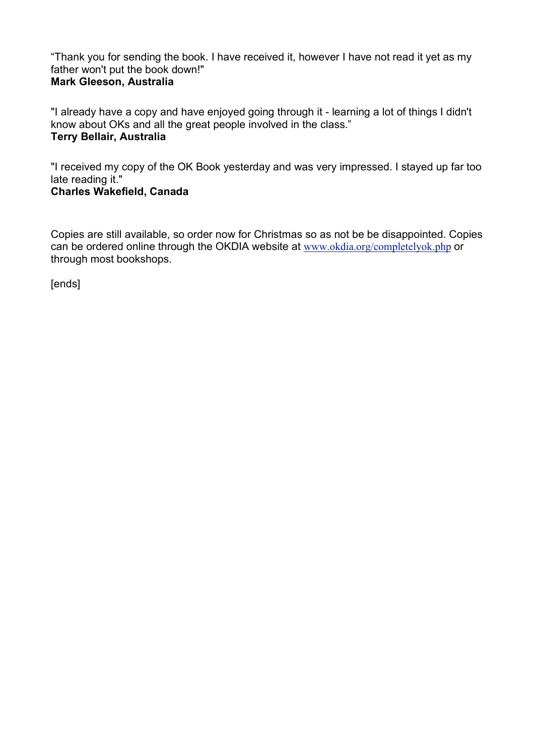"Thank you for sending the book. I have received it, however I have not read it yet as my father won't put the book down!"
**Mark Gleeson, Australia**

"I already have a copy and have enjoyed going through it - learning a lot of things I didn't know about OKs and all the great people involved in the class."
**Terry Bellair, Australia**

"I received my copy of the OK Book yesterday and was very impressed. I stayed up far too late reading it."
**Charles Wakefield, Canada**

Copies are still available, so order now for Christmas so as not be be disappointed. Copies can be ordered online through the OKDIA website at www.okdia.org/completelyok.php or through most bookshops.

[ends]